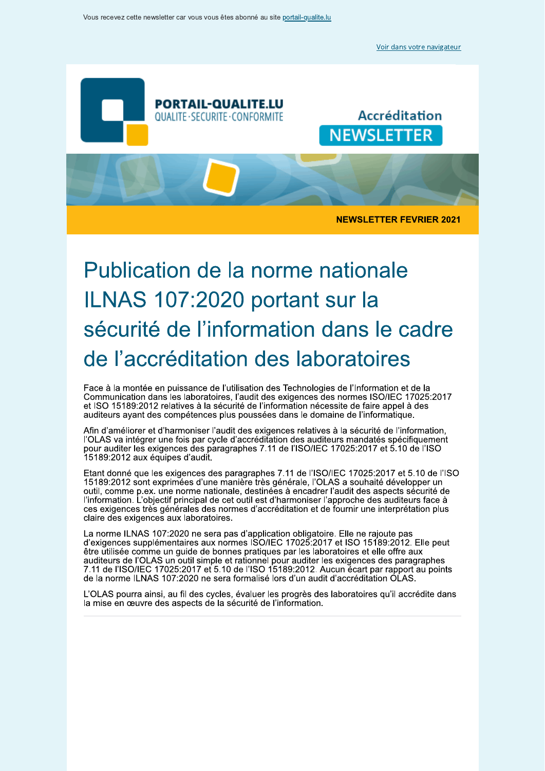Vous recevez cette newsletter car vous vous êtes abonné au site portail-qualite.lu

Voir dans votre navigateur

**PORTAIL-QUALITE.LU**
QUALITE · SECURITE · CONFORMITE

Accréditation
NEWSLETTER

**NEWSLETTER FEVRIER 2021**

# Publication de la norme nationale ILNAS 107:2020 portant sur la sécurité de l'information dans le cadre de l'accréditation des laboratoires

Face à la montée en puissance de l'utilisation des Technologies de l'Information et de la Communication dans les laboratoires, l'audit des exigences des normes ISO/IEC 17025:2017 et ISO 15189:2012 relatives à la sécurité de l'information nécessite de faire appel à des auditeurs ayant des compétences plus poussées dans le domaine de l'informatique.

Afin d'améliorer et d'harmoniser l'audit des exigences relatives à la sécurité de l'information, l'OLAS va intégrer une fois par cycle d'accréditation des auditeurs mandatés spécifiquement pour auditer les exigences des paragraphes 7.11 de l'ISO/IEC 17025:2017 et 5.10 de l'ISO 15189:2012 aux équipes d'audit.

Etant donné que les exigences des paragraphes 7.11 de l'ISO/IEC 17025:2017 et 5.10 de l'ISO 15189:2012 sont exprimées d'une manière très générale, l'OLAS a souhaité développer un outil, comme p.ex. une norme nationale, destinées à encadrer l'audit des aspects sécurité de l'information. L'objectif principal de cet outil est d'harmoniser l'approche des auditeurs face à ces exigences très générales des normes d'accréditation et de fournir une interprétation plus claire des exigences aux laboratoires.

La norme ILNAS 107:2020 ne sera pas d'application obligatoire. Elle ne rajoute pas d'exigences supplémentaires aux normes ISO/IEC 17025:2017 et ISO 15189:2012. Elle peut être utilisée comme un guide de bonnes pratiques par les laboratoires et elle offre aux auditeurs de l'OLAS un outil simple et rationnel pour auditer les exigences des paragraphes 7.11 de l'ISO/IEC 17025:2017 et 5.10 de l'ISO 15189:2012. Aucun écart par rapport au points de la norme ILNAS 107:2020 ne sera formalisé lors d'un audit d'accréditation OLAS.

L'OLAS pourra ainsi, au fil des cycles, évaluer les progrès des laboratoires qu'il accrédite dans la mise en œuvre des aspects de la sécurité de l'information.

---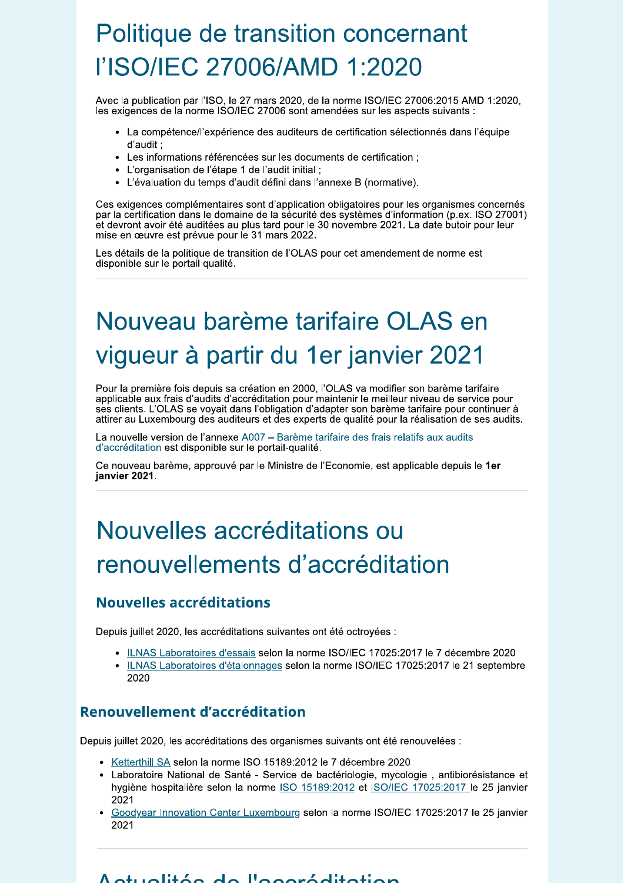# Politique de transition concernant l'ISO/IEC 27006/AMD 1:2020

Avec la publication par l'ISO, le 27 mars 2020, de la norme ISO/IEC 27006:2015 AMD 1:2020, les exigences de la norme ISO/IEC 27006 sont amendées sur les aspects suivants :

- La compétence/l'expérience des auditeurs de certification sélectionnés dans l'équipe d'audit ;
- Les informations référencées sur les documents de certification ;
- L'organisation de l'étape 1 de l'audit initial ;
- L'évaluation du temps d'audit défini dans l'annexe B (normative).

Ces exigences complémentaires sont d'application obligatoires pour les organismes concernés par la certification dans le domaine de la sécurité des systèmes d'information (p.ex. ISO 27001) et devront avoir été auditées au plus tard pour le 30 novembre 2021. La date butoir pour leur mise en œuvre est prévue pour le 31 mars 2022.

Les détails de la politique de transition de l'OLAS pour cet amendement de norme est disponible sur le portail qualité.

# Nouveau barème tarifaire OLAS en vigueur à partir du 1er janvier 2021

Pour la première fois depuis sa création en 2000, l'OLAS va modifier son barème tarifaire applicable aux frais d'audits d'accréditation pour maintenir le meilleur niveau de service pour ses clients. L'OLAS se voyait dans l'obligation d'adapter son barème tarifaire pour continuer à attirer au Luxembourg des auditeurs et des experts de qualité pour la réalisation de ses audits.

La nouvelle version de l'annexe A007 – Barème tarifaire des frais relatifs aux audits d'accréditation est disponible sur le portail-qualité.

Ce nouveau barème, approuvé par le Ministre de l'Economie, est applicable depuis le **1er janvier 2021**.

# Nouvelles accréditations ou renouvellements d'accréditation

## Nouvelles accréditations

Depuis juillet 2020, les accréditations suivantes ont été octroyées :

- ILNAS Laboratoires d'essais selon la norme ISO/IEC 17025:2017 le 7 décembre 2020
- ILNAS Laboratoires d'étalonnages selon la norme ISO/IEC 17025:2017 le 21 septembre 2020

## Renouvellement d'accréditation

Depuis juillet 2020, les accréditations des organismes suivants ont été renouvelées :

- Ketterthill SA selon la norme ISO 15189:2012 le 7 décembre 2020
- Laboratoire National de Santé - Service de bactériologie, mycologie , antibiorésistance et hygiène hospitalière selon la norme ISO 15189:2012 et ISO/IEC 17025:2017 le 25 janvier 2021
- Goodyear Innovation Center Luxembourg selon la norme ISO/IEC 17025:2017 le 25 janvier 2021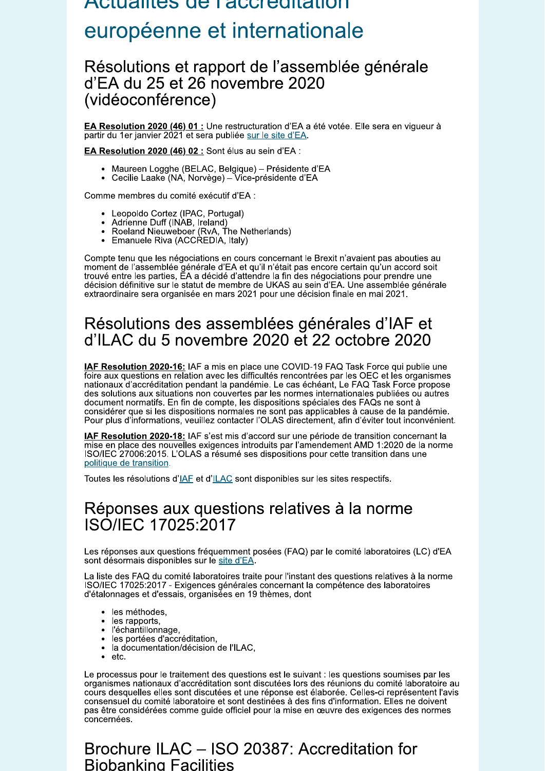# Actualités de l'accréditation européenne et internationale

## Résolutions et rapport de l'assemblée générale d'EA du 25 et 26 novembre 2020 (vidéoconférence)

**EA Resolution 2020 (46) 01 :** Une restructuration d'EA a été votée. Elle sera en vigueur à partir du 1er janvier 2021 et sera publiée sur le site d'EA.

**EA Resolution 2020 (46) 02 :** Sont élus au sein d'EA :

- Maureen Logghe (BELAC, Belgique) – Présidente d'EA
- Cecilie Laake (NA, Norvège) – Vice-présidente d'EA

Comme membres du comité exécutif d'EA :

- Leopoldo Cortez (IPAC, Portugal)
- Adrienne Duff (INAB, Ireland)
- Roeland Nieuweboer (RvA, The Netherlands)
- Emanuele Riva (ACCREDIA, Italy)

Compte tenu que les négociations en cours concernant le Brexit n'avaient pas abouties au moment de l'assemblée générale d'EA et qu'il n'était pas encore certain qu'un accord soit trouvé entre les parties, EA a décidé d'attendre la fin des négociations pour prendre une décision définitive sur le statut de membre de UKAS au sein d'EA. Une assemblée générale extraordinaire sera organisée en mars 2021 pour une décision finale en mai 2021.

## Résolutions des assemblées générales d'IAF et d'ILAC du 5 novembre 2020 et 22 octobre 2020

**IAF Resolution 2020-16:** IAF a mis en place une COVID-19 FAQ Task Force qui publie une foire aux questions en relation avec les difficultés rencontrées par les OEC et les organismes nationaux d'accréditation pendant la pandémie. Le cas échéant, Le FAQ Task Force propose des solutions aux situations non couvertes par les normes internationales publiées ou autres document normatifs. En fin de compte, les dispositions spéciales des FAQs ne sont à considérer que si les dispositions normales ne sont pas applicables à cause de la pandémie. Pour plus d'informations, veuillez contacter l'OLAS directement, afin d'éviter tout inconvénient.

**IAF Resolution 2020-18:** IAF s'est mis d'accord sur une période de transition concernant la mise en place des nouvelles exigences introduits par l'amendement AMD 1:2020 de la norme ISO/IEC 27006:2015. L'OLAS a résumé ses dispositions pour cette transition dans une politique de transition.

Toutes les résolutions d'IAF et d'ILAC sont disponibles sur les sites respectifs.

## Réponses aux questions relatives à la norme ISO/IEC 17025:2017

Les réponses aux questions fréquemment posées (FAQ) par le comité laboratoires (LC) d'EA sont désormais disponibles sur le site d'EA.

La liste des FAQ du comité laboratoires traite pour l'instant des questions relatives à la norme ISO/IEC 17025:2017 - Exigences générales concernant la compétence des laboratoires d'étalonnages et d'essais, organisées en 19 thèmes, dont

- les méthodes,
- les rapports,
- l'échantillonnage,
- les portées d'accréditation,
- la documentation/décision de l'ILAC,
- etc.

Le processus pour le traitement des questions est le suivant : les questions soumises par les organismes nationaux d'accréditation sont discutées lors des réunions du comité laboratoire au cours desquelles elles sont discutées et une réponse est élaborée. Celles-ci représentent l'avis consensuel du comité laboratoire et sont destinées à des fins d'information. Elles ne doivent pas être considérées comme guide officiel pour la mise en œuvre des exigences des normes concernées.

## Brochure ILAC – ISO 20387: Accreditation for Biobanking Facilities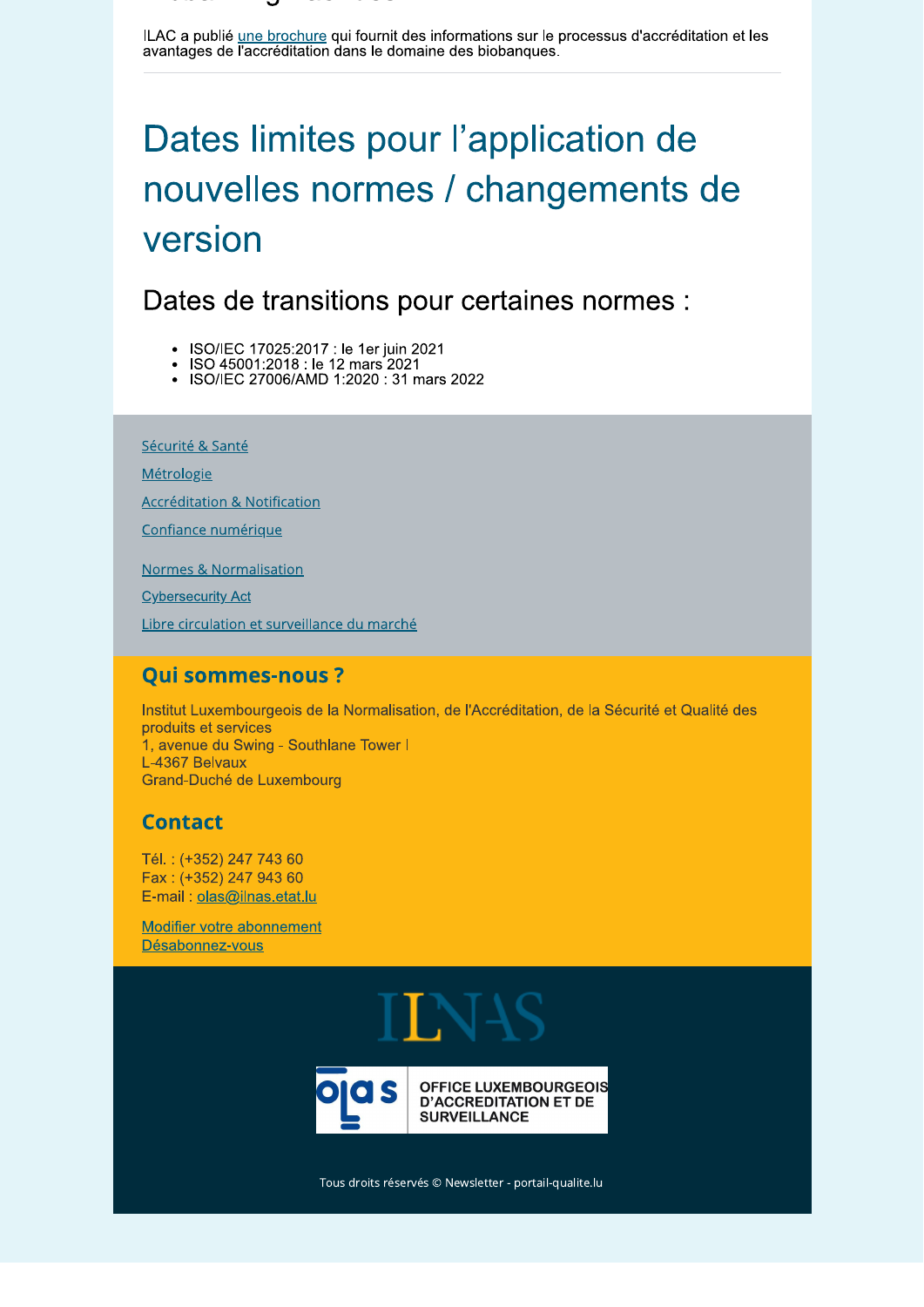ILAC a publié une brochure qui fournit des informations sur le processus d'accréditation et les avantages de l'accréditation dans le domaine des biobanques.

---

# Dates limites pour l’application de nouvelles normes / changements de version

## Dates de transitions pour certaines normes :

- ISO/IEC 17025:2017 : le 1er juin 2021
- ISO 45001:2018 : le 12 mars 2021
- ISO/IEC 27006/AMD 1:2020 : 31 mars 2022

Sécurité & Santé

Métrologie

Accréditation & Notification

Confiance numérique

Normes & Normalisation

Cybersecurity Act

Libre circulation et surveillance du marché

## Qui sommes-nous ?

Institut Luxembourgeois de la Normalisation, de l'Accréditation, de la Sécurité et Qualité des produits et services
1, avenue du Swing - Southlane Tower I
L-4367 Belvaux
Grand-Duché de Luxembourg

## Contact

Tél. : (+352) 247 743 60
Fax : (+352) 247 943 60
E-mail : olas@ilnas.etat.lu

Modifier votre abonnement
Désabonnez-vous

ILNAS

OLAS OFFICE LUXEMBOURGEOIS D’ACCREDITATION ET DE SURVEILLANCE

Tous droits réservés © Newsletter - portail-qualite.lu